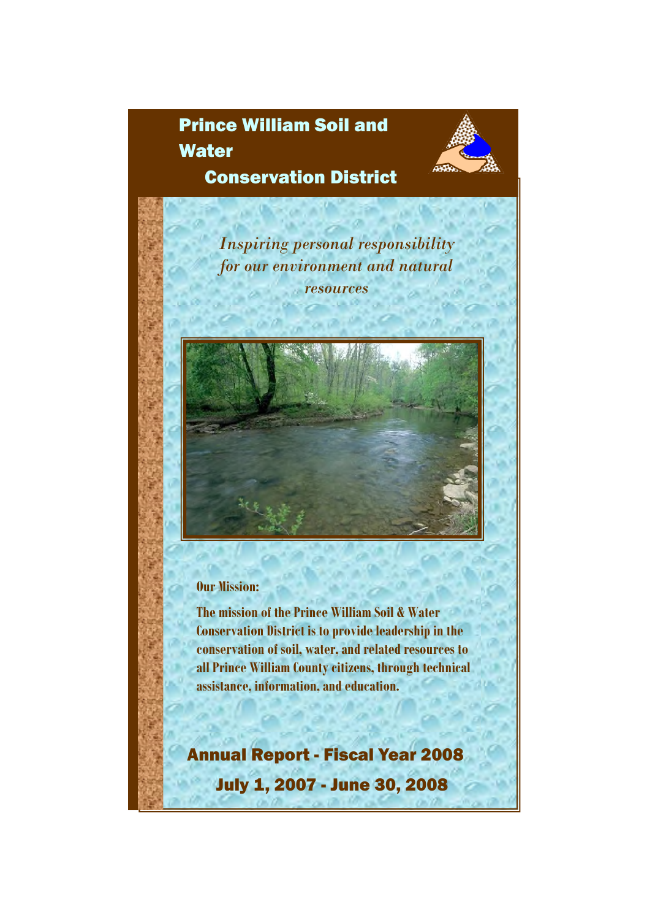# Prince William Soil and Water Conservation District

*Inspiring personal responsibility for our environment and natural resources*

**Our Mission:**

**The mission of the Prince William Soil & Water Conservation District is to provide leadership in the conservation of soil, water, and related resources to all Prince William County citizens, through technical assistance, information, and education.**

## Annual Report - Fiscal Year 2008

### July 1, 2007 - June 30, 2008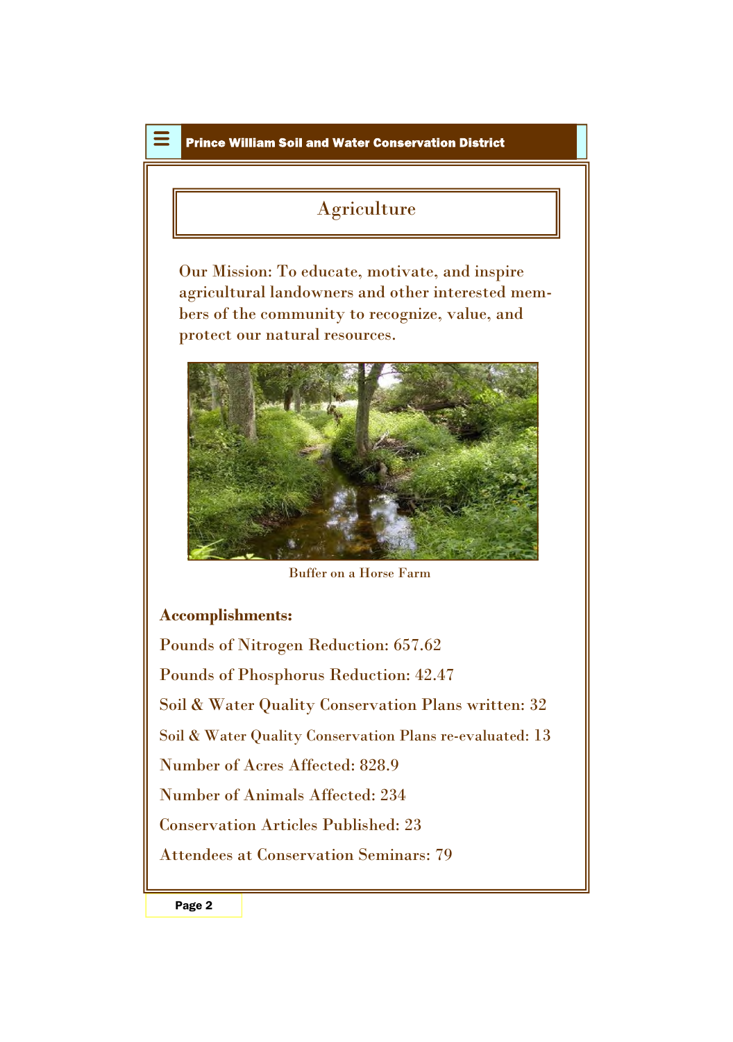# Agriculture

Our Mission: To educate, motivate, and inspire agricultural landowners and other interested members of the community to recognize, value, and protect our natural resources.

Buffer on a Horse Farm

**Accomplishments:**

Pounds of Nitrogen Reduction: 657.62

Pounds of Phosphorus Reduction: 42.47

Soil & Water Quality Conservation Plans written: 32

Soil & Water Quality Conservation Plans re-evaluated: 13

Number of Acres Affected: 828.9

Number of Animals Affected: 234

Conservation Articles Published: 23

Attendees at Conservation Seminars: 79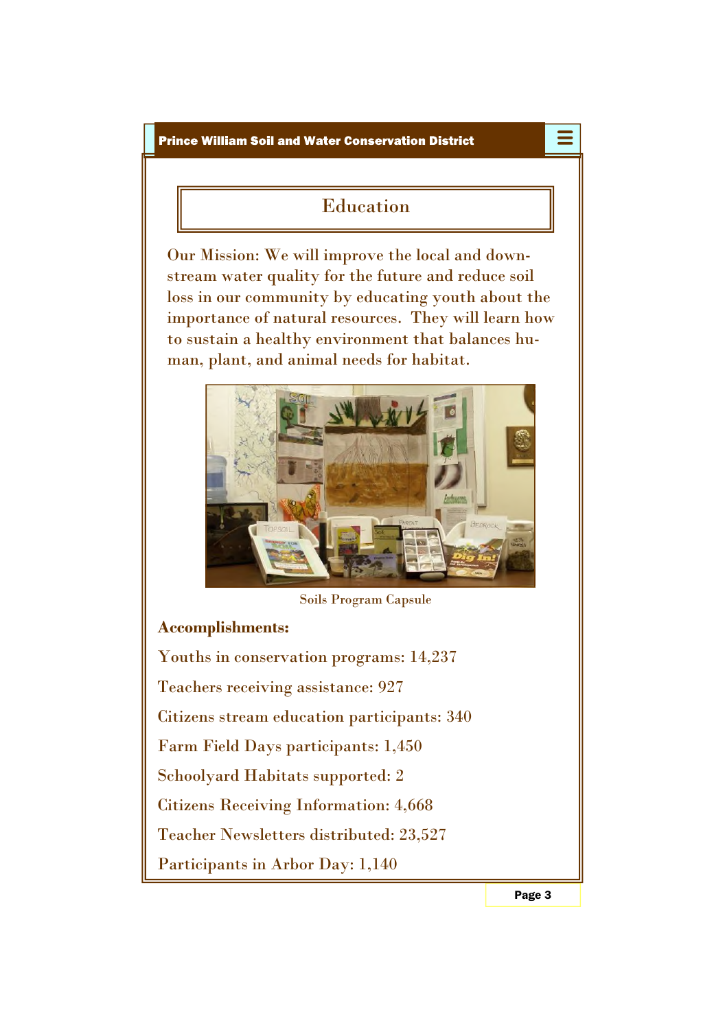## Education

Our Mission: We will improve the local and downstream water quality for the future and reduce soil loss in our community by educating youth about the importance of natural resources. They will learn how to sustain a healthy environment that balances human, plant, and animal needs for habitat.

Soils Program Capsule

**Accomplishments:**

Youths in conservation programs: 14,237

Teachers receiving assistance: 927

Citizens stream education participants: 340

Farm Field Days participants: 1,450

Schoolyard Habitats supported: 2

Citizens Receiving Information: 4,668

Teacher Newsletters distributed: 23,527

Participants in Arbor Day: 1,140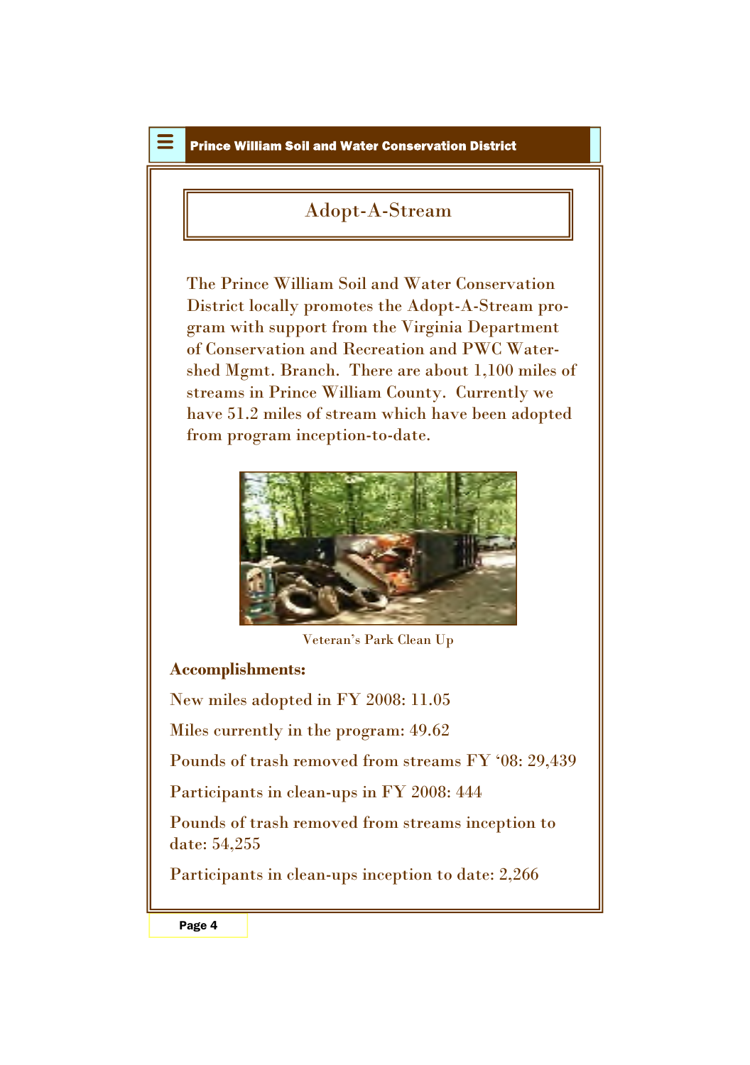# Adopt-A-Stream

The Prince William Soil and Water Conservation District locally promotes the Adopt-A-Stream program with support from the Virginia Department of Conservation and Recreation and PWC Watershed Mgmt. Branch. There are about 1,100 miles of streams in Prince William County. Currently we have 51.2 miles of stream which have been adopted from program inception-to-date.

Veteran's Park Clean Up

**Accomplishments:**

New miles adopted in FY 2008: 11.05

Miles currently in the program: 49.62

Pounds of trash removed from streams FY '08: 29,439

Participants in clean-ups in FY 2008: 444

Pounds of trash removed from streams inception to date: 54,255

Participants in clean-ups inception to date: 2,266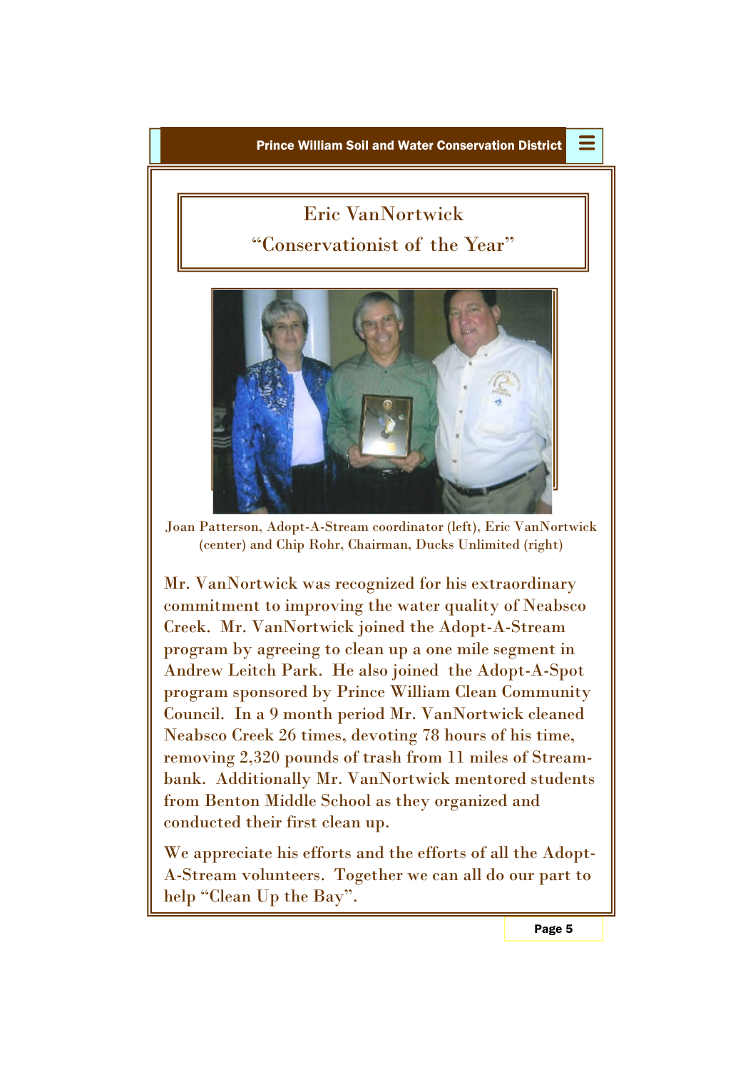# Eric VanNortwick

## "Conservationist of the Year"

Joan Patterson, Adopt-A-Stream coordinator (left), Eric VanNortwick (center) and Chip Rohr, Chairman, Ducks Unlimited (right)

Mr. VanNortwick was recognized for his extraordinary commitment to improving the water quality of Neabsco Creek. Mr. VanNortwick joined the Adopt-A-Stream program by agreeing to clean up a one mile segment in Andrew Leitch Park. He also joined the Adopt-A-Spot program sponsored by Prince William Clean Community Council. In a 9 month period Mr. VanNortwick cleaned Neabsco Creek 26 times, devoting 78 hours of his time, removing 2,320 pounds of trash from 11 miles of Stream-bank. Additionally Mr. VanNortwick mentored students from Benton Middle School as they organized and conducted their first clean up.

We appreciate his efforts and the efforts of all the Adopt-A-Stream volunteers. Together we can all do our part to help "Clean Up the Bay".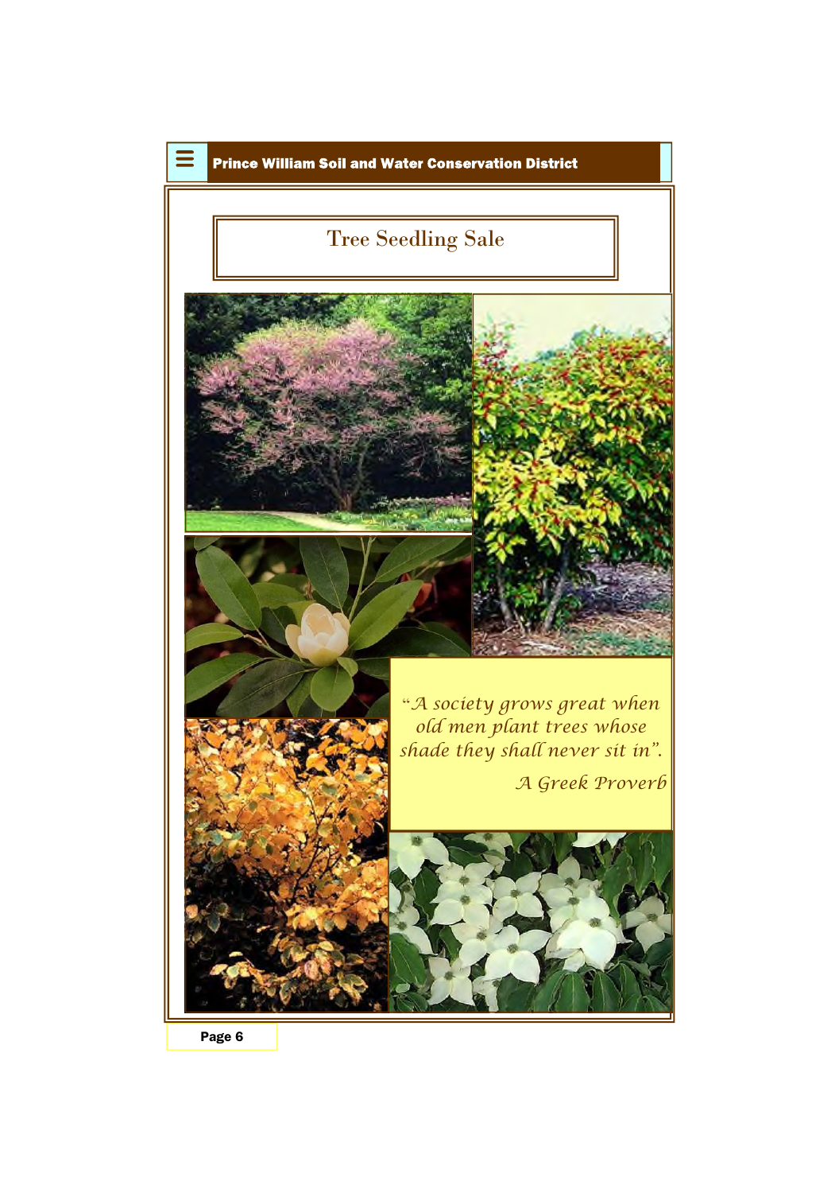# Tree Seedling Sale

*"A society grows great when old men plant trees whose shade they shall never sit in".*

*A Greek Proverb*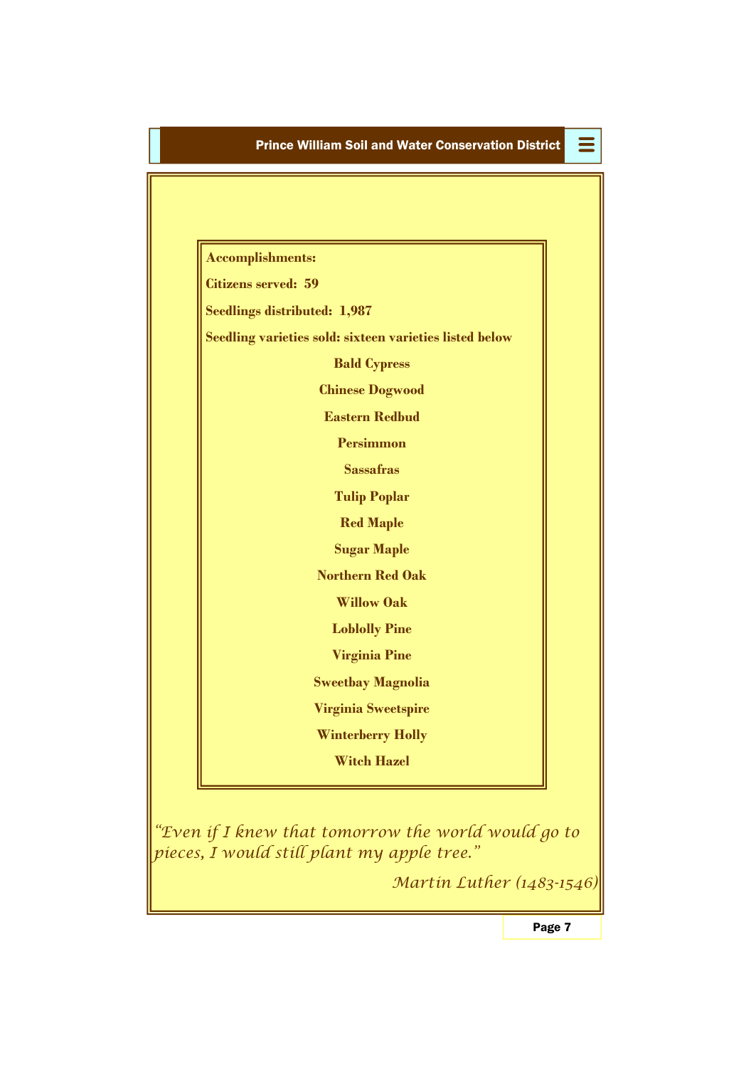**Accomplishments:**

**Citizens served: 59**

**Seedlings distributed: 1,987**

**Seedling varieties sold: sixteen varieties listed below**

**Bald Cypress**

**Chinese Dogwood**

**Eastern Redbud**

**Persimmon**

**Sassafras**

**Tulip Poplar**

**Red Maple**

**Sugar Maple**

**Northern Red Oak**

**Willow Oak**

**Loblolly Pine**

**Virginia Pine**

**Sweetbay Magnolia**

**Virginia Sweetspire**

**Winterberry Holly**

**Witch Hazel**

*"Even if I knew that tomorrow the world would go to pieces, I would still plant my apple tree."*

*Martin Luther (1483-1546)*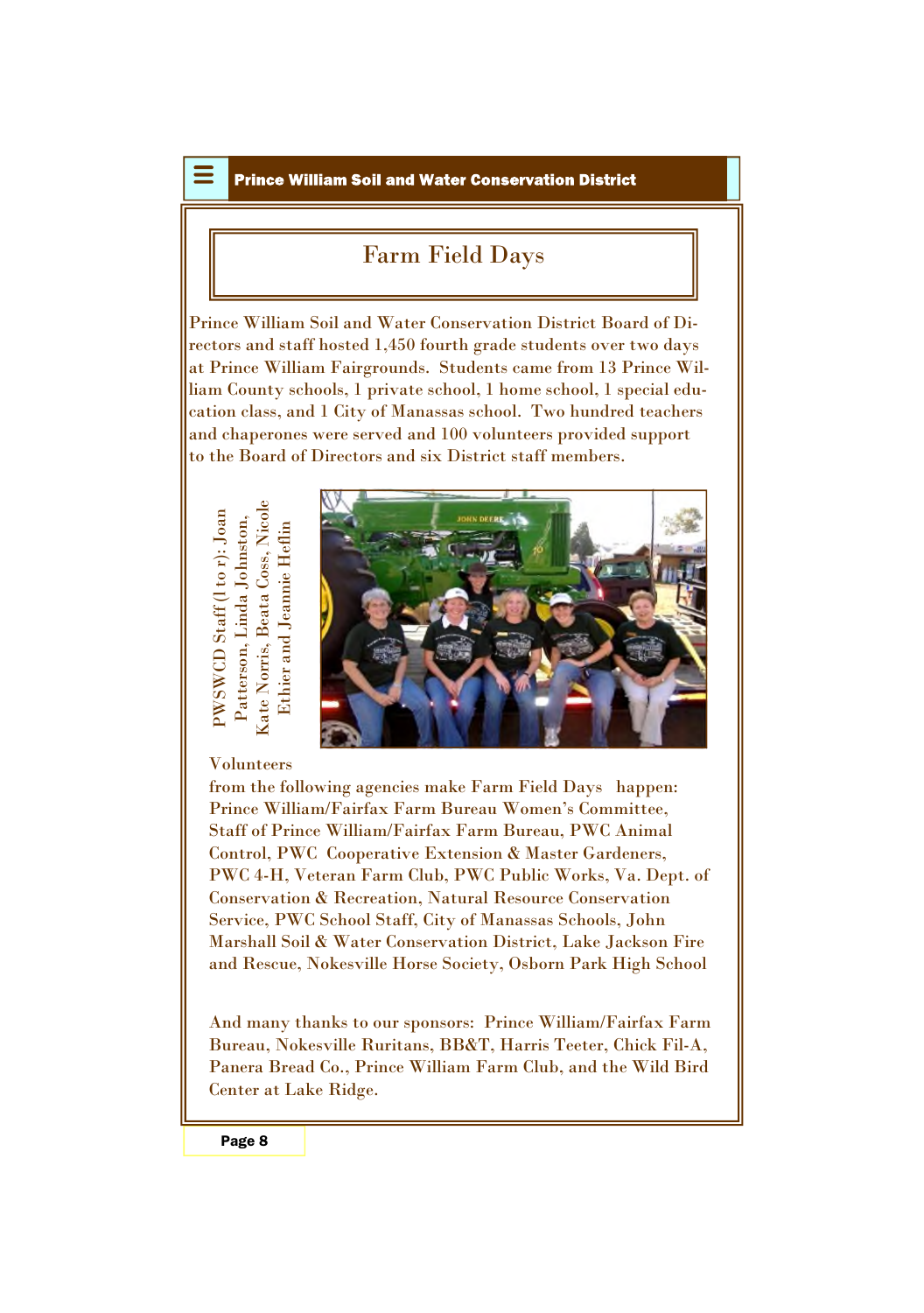## Farm Field Days

Prince William Soil and Water Conservation District Board of Directors and staff hosted 1,450 fourth grade students over two days at Prince William Fairgrounds. Students came from 13 Prince William County schools, 1 private school, 1 home school, 1 special education class, and 1 City of Manassas school. Two hundred teachers and chaperones were served and 100 volunteers provided support to the Board of Directors and six District staff members.

PWSWCD Staff (l to r): Joan Patterson, Linda Johnston, Kate Norris, Beata Coss, Nicole Ethier and Jeannie Heflin

Volunteers from the following agencies make Farm Field Days happen: Prince William/Fairfax Farm Bureau Women's Committee, Staff of Prince William/Fairfax Farm Bureau, PWC Animal Control, PWC Cooperative Extension & Master Gardeners, PWC 4-H, Veteran Farm Club, PWC Public Works, Va. Dept. of Conservation & Recreation, Natural Resource Conservation Service, PWC School Staff, City of Manassas Schools, John Marshall Soil & Water Conservation District, Lake Jackson Fire and Rescue, Nokesville Horse Society, Osborn Park High School

And many thanks to our sponsors: Prince William/Fairfax Farm Bureau, Nokesville Ruritans, BB&T, Harris Teeter, Chick Fil-A, Panera Bread Co., Prince William Farm Club, and the Wild Bird Center at Lake Ridge.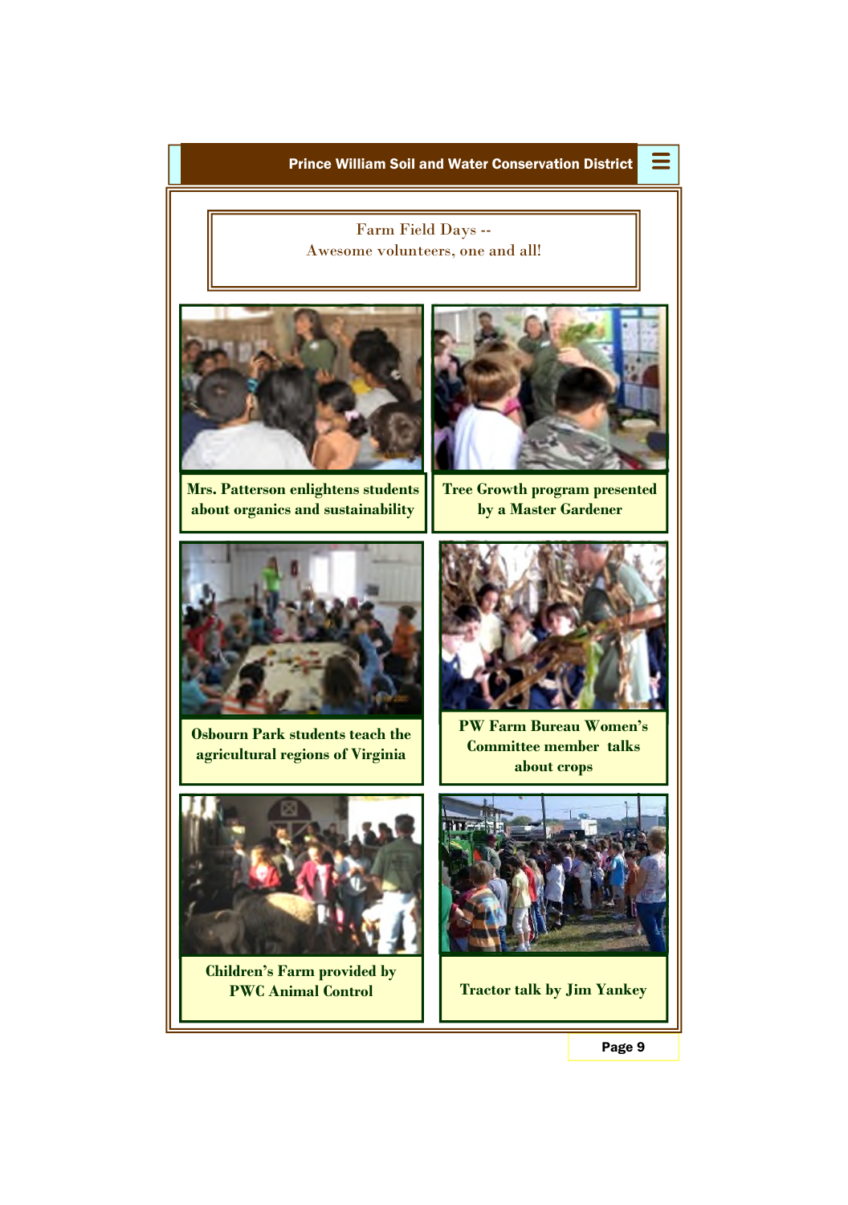## Farm Field Days -- Awesome volunteers, one and all!

**Mrs. Patterson enlightens students about organics and sustainability**

**Tree Growth program presented by a Master Gardener**

**Osbourn Park students teach the agricultural regions of Virginia**

**PW Farm Bureau Women's Committee member talks about crops**

**Children's Farm provided by PWC Animal Control**

**Tractor talk by Jim Yankey**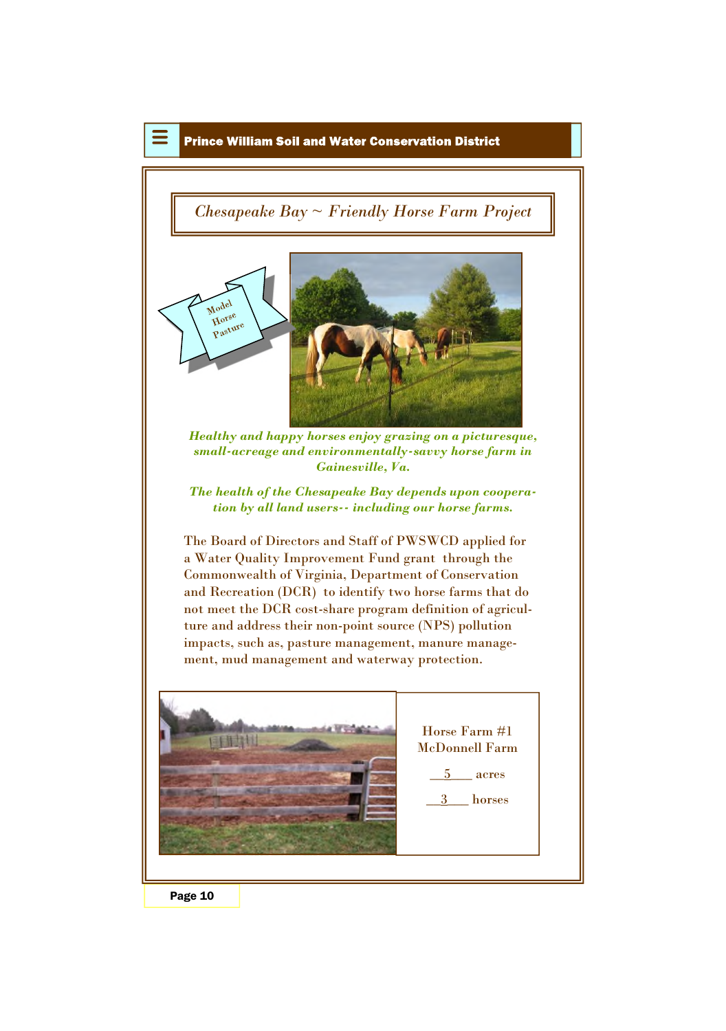## *Chesapeake Bay ~ Friendly Horse Farm Project*

Model Horse Pasture

***Healthy and happy horses enjoy grazing on a picturesque, small-acreage and environmentally-savvy horse farm in Gainesville, Va.***

***The health of the Chesapeake Bay depends upon cooperation by all land users-- including our horse farms.***

The Board of Directors and Staff of PWSWCD applied for a Water Quality Improvement Fund grant through the Commonwealth of Virginia, Department of Conservation and Recreation (DCR) to identify two horse farms that do not meet the DCR cost-share program definition of agriculture and address their non-point source (NPS) pollution impacts, such as, pasture management, manure management, mud management and waterway protection.

Horse Farm #1
McDonnell Farm

5 acres

3 horses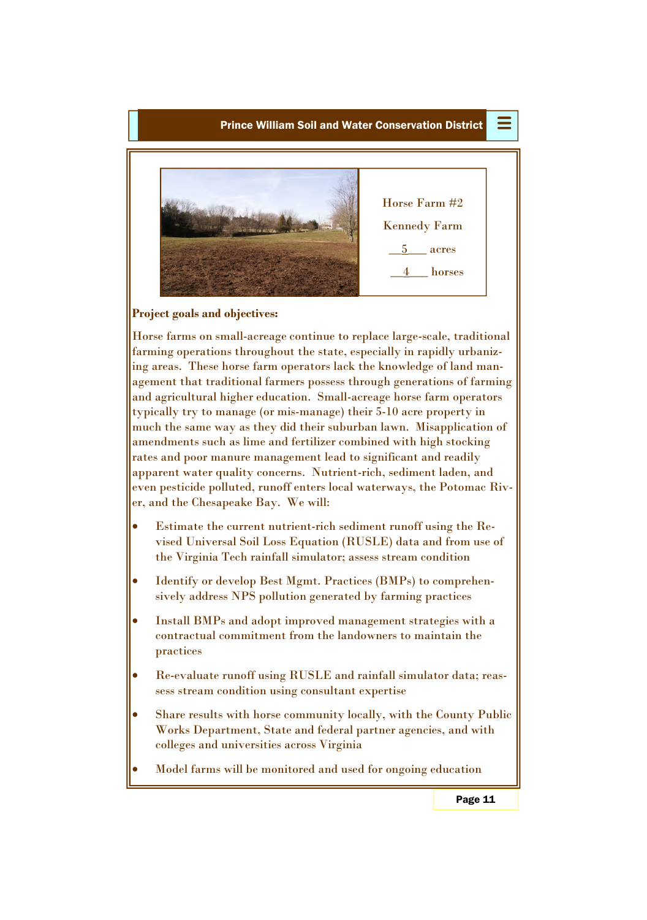Horse Farm #2

Kennedy Farm

5 acres

4 horses

**Project goals and objectives:**

Horse farms on small-acreage continue to replace large-scale, traditional farming operations throughout the state, especially in rapidly urbanizing areas. These horse farm operators lack the knowledge of land management that traditional farmers possess through generations of farming and agricultural higher education. Small-acreage horse farm operators typically try to manage (or mis-manage) their 5-10 acre property in much the same way as they did their suburban lawn. Misapplication of amendments such as lime and fertilizer combined with high stocking rates and poor manure management lead to significant and readily apparent water quality concerns. Nutrient-rich, sediment laden, and even pesticide polluted, runoff enters local waterways, the Potomac River, and the Chesapeake Bay. We will:

- Estimate the current nutrient-rich sediment runoff using the Revised Universal Soil Loss Equation (RUSLE) data and from use of the Virginia Tech rainfall simulator; assess stream condition
- Identify or develop Best Mgmt. Practices (BMPs) to comprehensively address NPS pollution generated by farming practices
- Install BMPs and adopt improved management strategies with a contractual commitment from the landowners to maintain the practices
- Re-evaluate runoff using RUSLE and rainfall simulator data; reassess stream condition using consultant expertise
- Share results with horse community locally, with the County Public Works Department, State and federal partner agencies, and with colleges and universities across Virginia
- Model farms will be monitored and used for ongoing education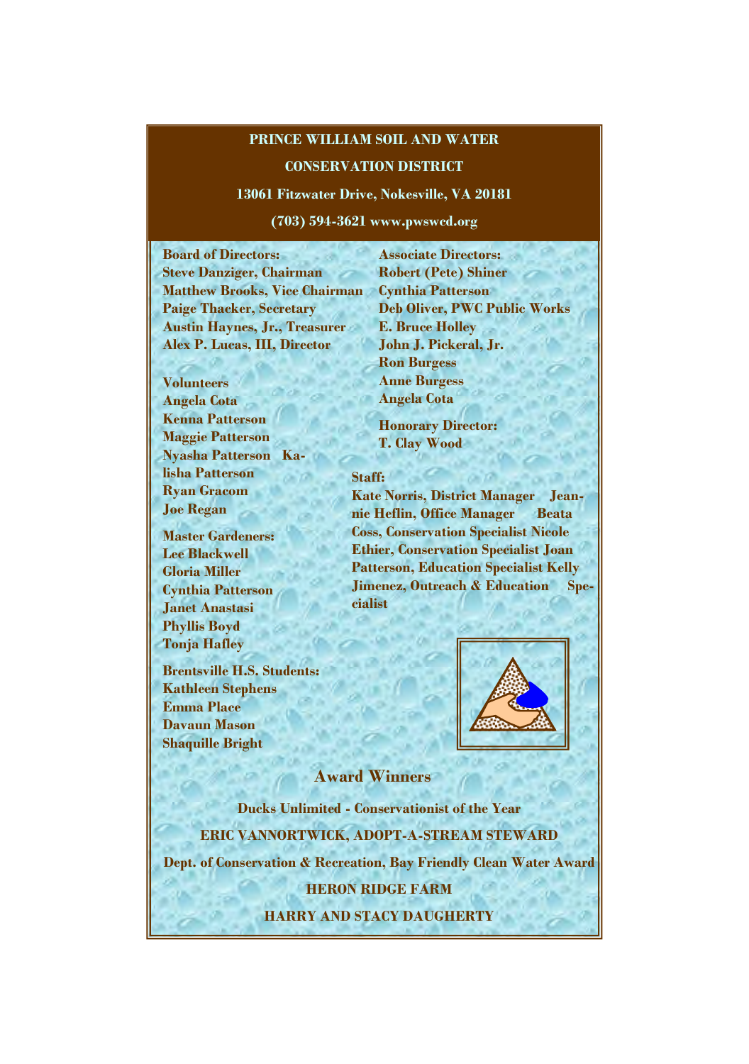**PRINCE WILLIAM SOIL AND WATER**

**CONSERVATION DISTRICT**

**13061 Fitzwater Drive, Nokesville, VA 20181**

**(703) 594-3621 www.pwswcd.org**

**Board of Directors:**
Steve Danziger, Chairman
Matthew Brooks, Vice Chairman
Paige Thacker, Secretary
Austin Haynes, Jr., Treasurer
Alex P. Lucas, III, Director

**Volunteers**
Angela Cota
Kenna Patterson
Maggie Patterson
Nyasha Patterson
Kalisha Patterson
Ryan Gracom
Joe Regan

**Master Gardeners:**
Lee Blackwell
Gloria Miller
Cynthia Patterson
Janet Anastasi
Phyllis Boyd
Tonja Hafley

**Brentsville H.S. Students:**
Kathleen Stephens
Emma Place
Davaun Mason
Shaquille Bright

**Associate Directors:**
Robert (Pete) Shiner
Cynthia Patterson
Deb Oliver, PWC Public Works
E. Bruce Holley
John J. Pickeral, Jr.
Ron Burgess
Anne Burgess
Angela Cota

**Honorary Director:**
T. Clay Wood

**Staff:**
Kate Norris, District Manager
Jeannie Heflin, Office Manager
Beata Coss, Conservation Specialist
Nicole Ethier, Conservation Specialist
Joan Patterson, Education Specialist
Kelly Jimenez, Outreach & Education Specialist

## Award Winners

**Ducks Unlimited - Conservationist of the Year**

**ERIC VANNORTWICK, ADOPT-A-STREAM STEWARD**

**Dept. of Conservation & Recreation, Bay Friendly Clean Water Award**

**HERON RIDGE FARM**

**HARRY AND STACY DAUGHERTY**